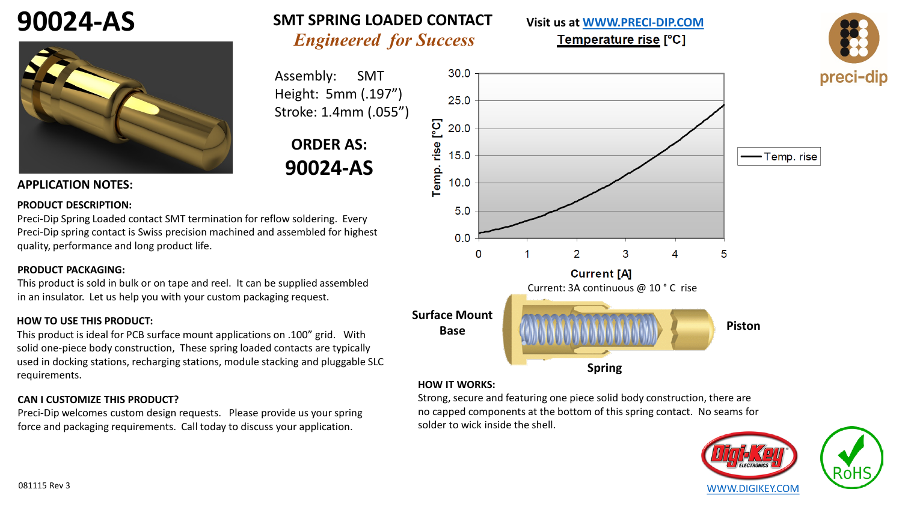# 90024-AS

## SMT SPRING LOADED CONTACT

*Engineered for Success*

Visit us at WWW.PRECI-DIP.COM

Assembly: SMT
Height: 5mm (.197")
Stroke: 1.4mm (.055")

**ORDER AS:**

**90024-AS**

**Temperature rise [°C]**

Temp. rise [°C]

Current [A]

Current: 3A continuous @ 10 ° C rise

Surface Mount Base

Piston

Spring

## APPLICATION NOTES:

**PRODUCT DESCRIPTION:**

Preci-Dip Spring Loaded contact SMT termination for reflow soldering. Every Preci-Dip spring contact is Swiss precision machined and assembled for highest quality, performance and long product life.

**PRODUCT PACKAGING:**

This product is sold in bulk or on tape and reel. It can be supplied assembled in an insulator. Let us help you with your custom packaging request.

**HOW TO USE THIS PRODUCT:**

This product is ideal for PCB surface mount applications on .100" grid. With solid one-piece body construction, These spring loaded contacts are typically used in docking stations, recharging stations, module stacking and pluggable SLC requirements.

**CAN I CUSTOMIZE THIS PRODUCT?**

Preci-Dip welcomes custom design requests. Please provide us your spring force and packaging requirements. Call today to discuss your application.

**HOW IT WORKS:**

Strong, secure and featuring one piece solid body construction, there are no capped components at the bottom of this spring contact. No seams for solder to wick inside the shell.

WWW.DIGIKEY.COM

081115 Rev 3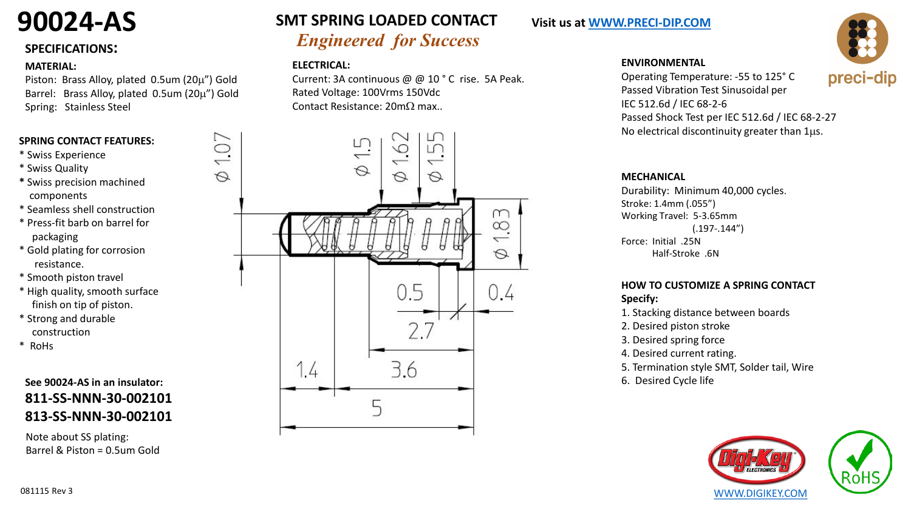# 90024-AS

## SMT SPRING LOADED CONTACT

*Engineered for Success*

Visit us at WWW.PRECI-DIP.COM

preci-dip

## SPECIFICATIONS:

**MATERIAL:**

Piston: Brass Alloy, plated 0.5um (20μ”) Gold
Barrel: Brass Alloy, plated 0.5um (20μ”) Gold
Spring: Stainless Steel

**SPRING CONTACT FEATURES:**

* Swiss Experience
* Swiss Quality
* Swiss precision machined components
* Seamless shell construction
* Press-fit barb on barrel for packaging
* Gold plating for corrosion resistance.
* Smooth piston travel
* High quality, smooth surface finish on tip of piston.
* Strong and durable construction
* RoHs

**See 90024-AS in an insulator:**

**811-SS-NNN-30-002101**

**813-SS-NNN-30-002101**

Note about SS plating:
Barrel & Piston = 0.5um Gold

**ELECTRICAL:**

Current: 3A continuous @ @ 10 ° C rise. 5A Peak.
Rated Voltage: 100Vrms 150Vdc
Contact Resistance: 20mΩ max..

ϕ 1.07
ϕ 1.5
ϕ 1.62
ϕ 1.55
ϕ 1.83
0.5
0.4
2.7
1.4
3.6
5

**ENVIRONMENTAL**

Operating Temperature: -55 to 125° C
Passed Vibration Test Sinusoidal per IEC 512.6d / IEC 68-2-6
Passed Shock Test per IEC 512.6d / IEC 68-2-27
No electrical discontinuity greater than 1μs.

**MECHANICAL**

Durability: Minimum 40,000 cycles.
Stroke: 1.4mm (.055”)
Working Travel: 5-3.65mm (.197-.144”)
Force: Initial .25N
Half-Stroke .6N

**HOW TO CUSTOMIZE A SPRING CONTACT**
**Specify:**

1. Stacking distance between boards
2. Desired piston stroke
3. Desired spring force
4. Desired current rating.
5. Termination style SMT, Solder tail, Wire
6. Desired Cycle life

Digi-Key ELECTRONICS
WWW.DIGIKEY.COM

RoHS

081115 Rev 3